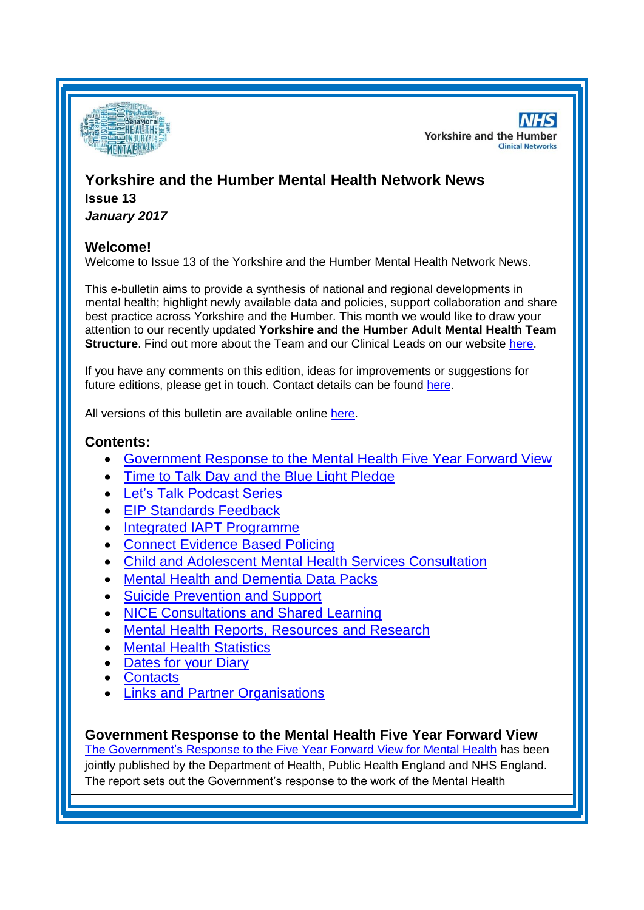# Yorkshire and the Humber Mental Health Network News

**Issue 13**

***January 2017***

## Welcome!

Welcome to Issue 13 of the Yorkshire and the Humber Mental Health Network News.

This e-bulletin aims to provide a synthesis of national and regional developments in mental health; highlight newly available data and policies, support collaboration and share best practice across Yorkshire and the Humber. This month we would like to draw your attention to our recently updated **Yorkshire and the Humber Adult Mental Health Team Structure**. Find out more about the Team and our Clinical Leads on our website here.

If you have any comments on this edition, ideas for improvements or suggestions for future editions, please get in touch. Contact details can be found here.

All versions of this bulletin are available online here.

## Contents:

- Government Response to the Mental Health Five Year Forward View
- Time to Talk Day and the Blue Light Pledge
- Let's Talk Podcast Series
- EIP Standards Feedback
- Integrated IAPT Programme
- Connect Evidence Based Policing
- Child and Adolescent Mental Health Services Consultation
- Mental Health and Dementia Data Packs
- Suicide Prevention and Support
- NICE Consultations and Shared Learning
- Mental Health Reports, Resources and Research
- Mental Health Statistics
- Dates for your Diary
- Contacts
- Links and Partner Organisations

## Government Response to the Mental Health Five Year Forward View

The Government's Response to the Five Year Forward View for Mental Health has been jointly published by the Department of Health, Public Health England and NHS England. The report sets out the Government's response to the work of the Mental Health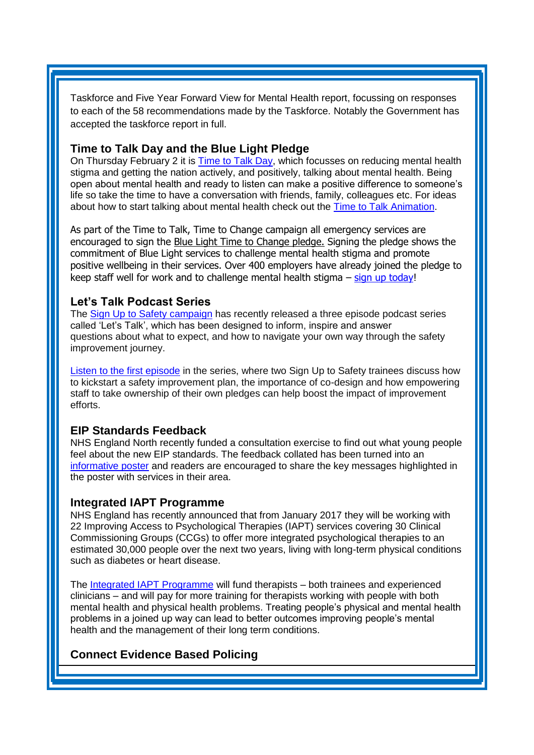Taskforce and Five Year Forward View for Mental Health report, focussing on responses to each of the 58 recommendations made by the Taskforce. Notably the Government has accepted the taskforce report in full.

### Time to Talk Day and the Blue Light Pledge

On Thursday February 2 it is Time to Talk Day, which focusses on reducing mental health stigma and getting the nation actively, and positively, talking about mental health. Being open about mental health and ready to listen can make a positive difference to someone's life so take the time to have a conversation with friends, family, colleagues etc. For ideas about how to start talking about mental health check out the Time to Talk Animation.

As part of the Time to Talk, Time to Change campaign all emergency services are encouraged to sign the Blue Light Time to Change pledge. Signing the pledge shows the commitment of Blue Light services to challenge mental health stigma and promote positive wellbeing in their services. Over 400 employers have already joined the pledge to keep staff well for work and to challenge mental health stigma – sign up today!

### Let's Talk Podcast Series

The Sign Up to Safety campaign has recently released a three episode podcast series called 'Let's Talk', which has been designed to inform, inspire and answer questions about what to expect, and how to navigate your own way through the safety improvement journey.

Listen to the first episode in the series, where two Sign Up to Safety trainees discuss how to kickstart a safety improvement plan, the importance of co-design and how empowering staff to take ownership of their own pledges can help boost the impact of improvement efforts.

### EIP Standards Feedback

NHS England North recently funded a consultation exercise to find out what young people feel about the new EIP standards. The feedback collated has been turned into an informative poster and readers are encouraged to share the key messages highlighted in the poster with services in their area.

### Integrated IAPT Programme

NHS England has recently announced that from January 2017 they will be working with 22 Improving Access to Psychological Therapies (IAPT) services covering 30 Clinical Commissioning Groups (CCGs) to offer more integrated psychological therapies to an estimated 30,000 people over the next two years, living with long-term physical conditions such as diabetes or heart disease.

The Integrated IAPT Programme will fund therapists – both trainees and experienced clinicians – and will pay for more training for therapists working with people with both mental health and physical health problems. Treating people's physical and mental health problems in a joined up way can lead to better outcomes improving people's mental health and the management of their long term conditions.

### Connect Evidence Based Policing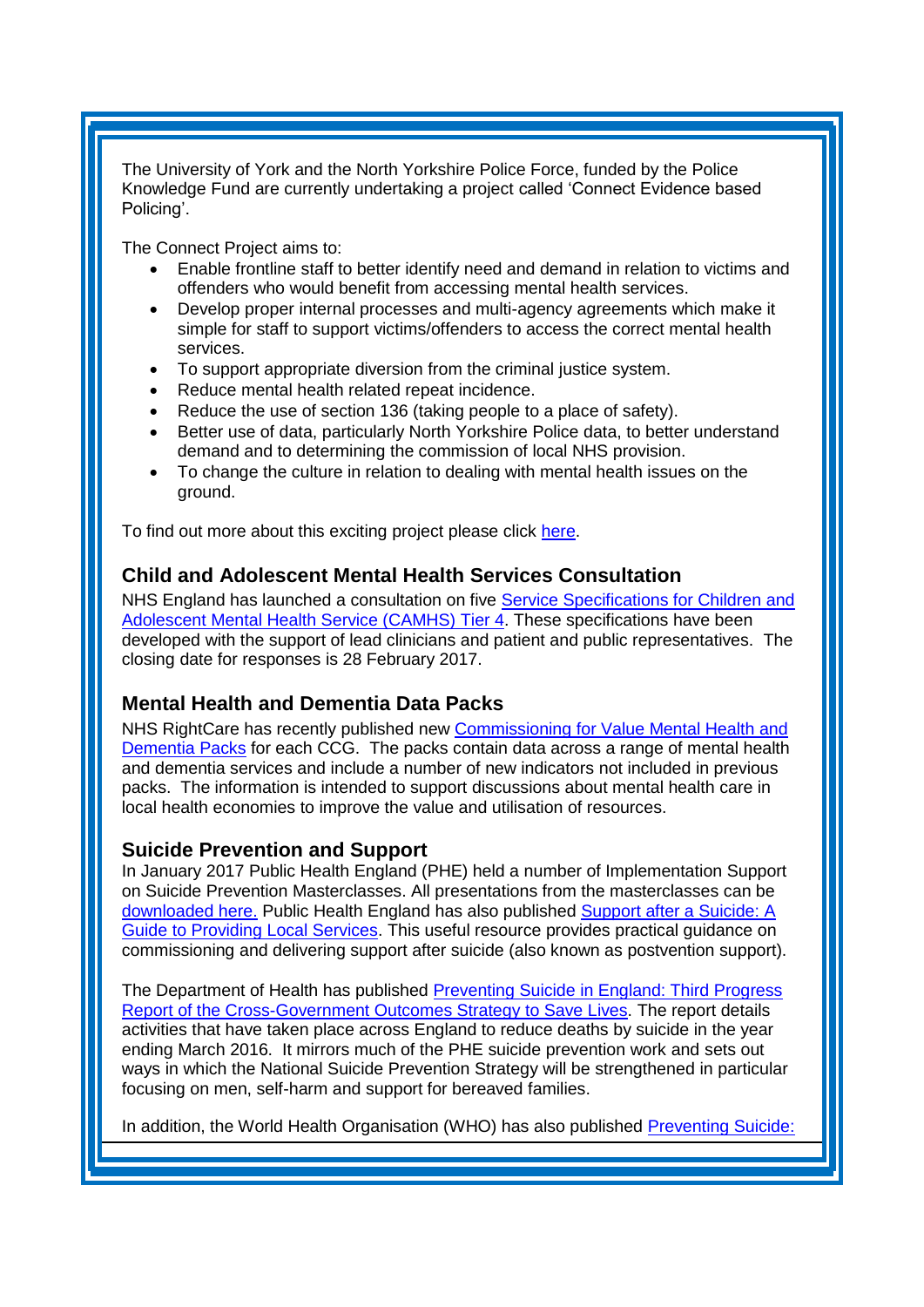The University of York and the North Yorkshire Police Force, funded by the Police Knowledge Fund are currently undertaking a project called 'Connect Evidence based Policing'.

The Connect Project aims to:

- Enable frontline staff to better identify need and demand in relation to victims and offenders who would benefit from accessing mental health services.
- Develop proper internal processes and multi-agency agreements which make it simple for staff to support victims/offenders to access the correct mental health services.
- To support appropriate diversion from the criminal justice system.
- Reduce mental health related repeat incidence.
- Reduce the use of section 136 (taking people to a place of safety).
- Better use of data, particularly North Yorkshire Police data, to better understand demand and to determining the commission of local NHS provision.
- To change the culture in relation to dealing with mental health issues on the ground.

To find out more about this exciting project please click here.

### Child and Adolescent Mental Health Services Consultation

NHS England has launched a consultation on five Service Specifications for Children and Adolescent Mental Health Service (CAMHS) Tier 4. These specifications have been developed with the support of lead clinicians and patient and public representatives. The closing date for responses is 28 February 2017.

### Mental Health and Dementia Data Packs

NHS RightCare has recently published new Commissioning for Value Mental Health and Dementia Packs for each CCG. The packs contain data across a range of mental health and dementia services and include a number of new indicators not included in previous packs. The information is intended to support discussions about mental health care in local health economies to improve the value and utilisation of resources.

### Suicide Prevention and Support

In January 2017 Public Health England (PHE) held a number of Implementation Support on Suicide Prevention Masterclasses. All presentations from the masterclasses can be downloaded here. Public Health England has also published Support after a Suicide: A Guide to Providing Local Services. This useful resource provides practical guidance on commissioning and delivering support after suicide (also known as postvention support).

The Department of Health has published Preventing Suicide in England: Third Progress Report of the Cross-Government Outcomes Strategy to Save Lives. The report details activities that have taken place across England to reduce deaths by suicide in the year ending March 2016. It mirrors much of the PHE suicide prevention work and sets out ways in which the National Suicide Prevention Strategy will be strengthened in particular focusing on men, self-harm and support for bereaved families.

In addition, the World Health Organisation (WHO) has also published Preventing Suicide: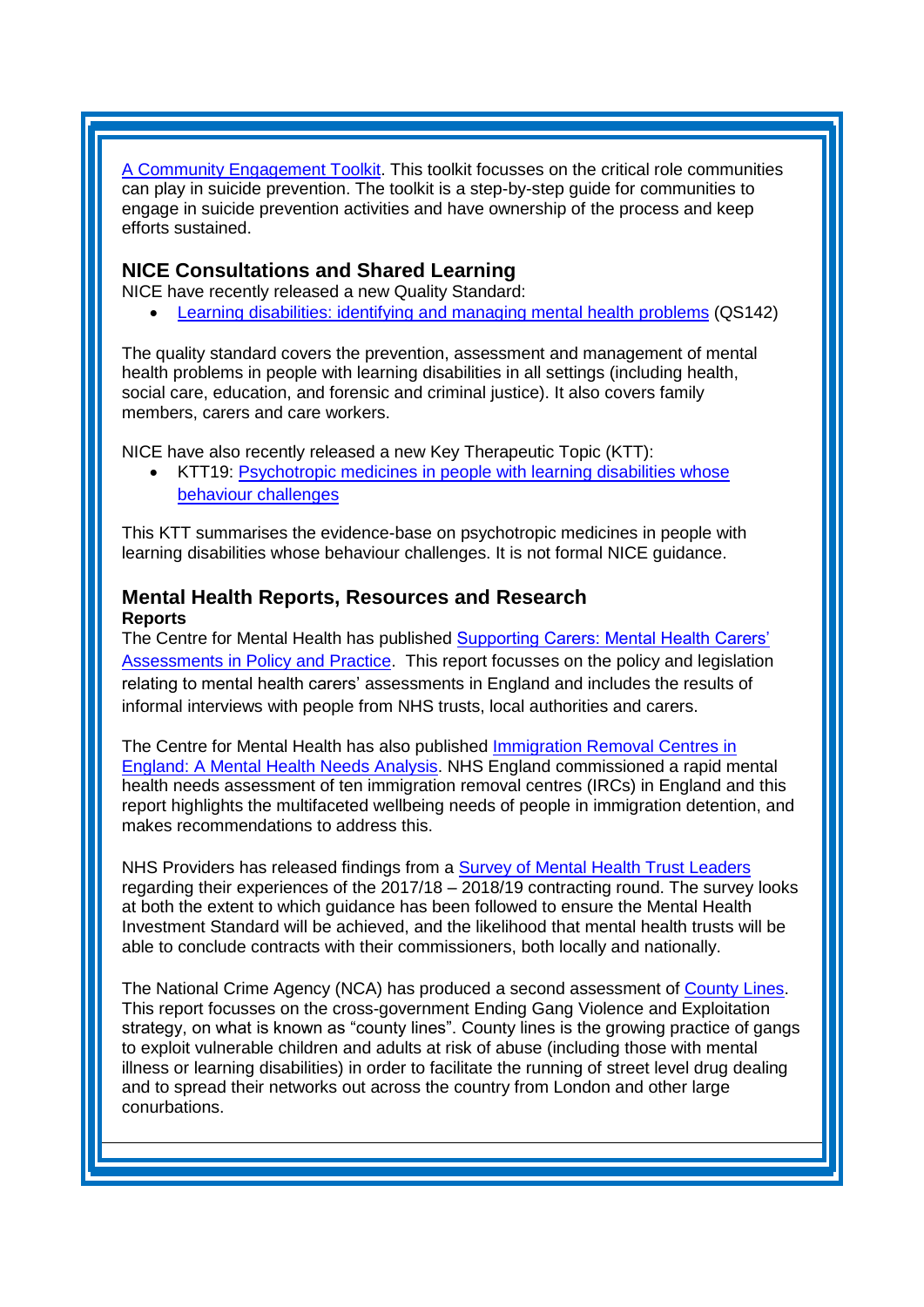A Community Engagement Toolkit. This toolkit focusses on the critical role communities can play in suicide prevention. The toolkit is a step-by-step guide for communities to engage in suicide prevention activities and have ownership of the process and keep efforts sustained.

## NICE Consultations and Shared Learning

NICE have recently released a new Quality Standard:

- Learning disabilities: identifying and managing mental health problems (QS142)

The quality standard covers the prevention, assessment and management of mental health problems in people with learning disabilities in all settings (including health, social care, education, and forensic and criminal justice). It also covers family members, carers and care workers.

NICE have also recently released a new Key Therapeutic Topic (KTT):

- KTT19: Psychotropic medicines in people with learning disabilities whose behaviour challenges

This KTT summarises the evidence-base on psychotropic medicines in people with learning disabilities whose behaviour challenges. It is not formal NICE guidance.

## Mental Health Reports, Resources and Research

**Reports**

The Centre for Mental Health has published Supporting Carers: Mental Health Carers' Assessments in Policy and Practice. This report focusses on the policy and legislation relating to mental health carers' assessments in England and includes the results of informal interviews with people from NHS trusts, local authorities and carers.

The Centre for Mental Health has also published Immigration Removal Centres in England: A Mental Health Needs Analysis. NHS England commissioned a rapid mental health needs assessment of ten immigration removal centres (IRCs) in England and this report highlights the multifaceted wellbeing needs of people in immigration detention, and makes recommendations to address this.

NHS Providers has released findings from a Survey of Mental Health Trust Leaders regarding their experiences of the 2017/18 – 2018/19 contracting round. The survey looks at both the extent to which guidance has been followed to ensure the Mental Health Investment Standard will be achieved, and the likelihood that mental health trusts will be able to conclude contracts with their commissioners, both locally and nationally.

The National Crime Agency (NCA) has produced a second assessment of County Lines. This report focusses on the cross-government Ending Gang Violence and Exploitation strategy, on what is known as "county lines". County lines is the growing practice of gangs to exploit vulnerable children and adults at risk of abuse (including those with mental illness or learning disabilities) in order to facilitate the running of street level drug dealing and to spread their networks out across the country from London and other large conurbations.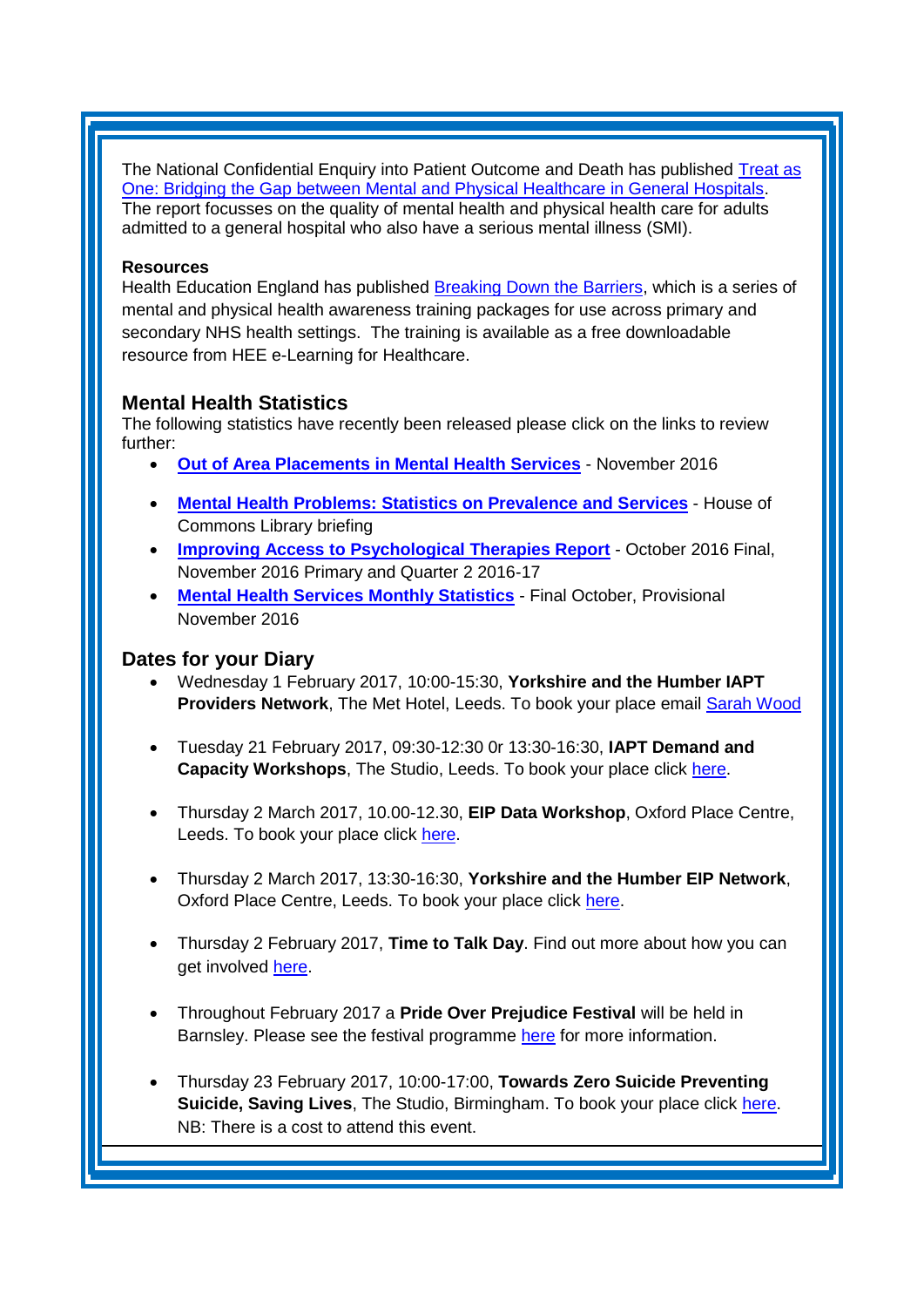The National Confidential Enquiry into Patient Outcome and Death has published Treat as One: Bridging the Gap between Mental and Physical Healthcare in General Hospitals. The report focusses on the quality of mental health and physical health care for adults admitted to a general hospital who also have a serious mental illness (SMI).

**Resources**

Health Education England has published Breaking Down the Barriers, which is a series of mental and physical health awareness training packages for use across primary and secondary NHS health settings. The training is available as a free downloadable resource from HEE e-Learning for Healthcare.

## Mental Health Statistics

The following statistics have recently been released please click on the links to review further:

- **Out of Area Placements in Mental Health Services** - November 2016
- **Mental Health Problems: Statistics on Prevalence and Services** - House of Commons Library briefing
- **Improving Access to Psychological Therapies Report** - October 2016 Final, November 2016 Primary and Quarter 2 2016-17
- **Mental Health Services Monthly Statistics** - Final October, Provisional November 2016

## Dates for your Diary

- Wednesday 1 February 2017, 10:00-15:30, **Yorkshire and the Humber IAPT Providers Network**, The Met Hotel, Leeds. To book your place email Sarah Wood
- Tuesday 21 February 2017, 09:30-12:30 0r 13:30-16:30, **IAPT Demand and Capacity Workshops**, The Studio, Leeds. To book your place click here.
- Thursday 2 March 2017, 10.00-12.30, **EIP Data Workshop**, Oxford Place Centre, Leeds. To book your place click here.
- Thursday 2 March 2017, 13:30-16:30, **Yorkshire and the Humber EIP Network**, Oxford Place Centre, Leeds. To book your place click here.
- Thursday 2 February 2017, **Time to Talk Day**. Find out more about how you can get involved here.
- Throughout February 2017 a **Pride Over Prejudice Festival** will be held in Barnsley. Please see the festival programme here for more information.
- Thursday 23 February 2017, 10:00-17:00, **Towards Zero Suicide Preventing Suicide, Saving Lives**, The Studio, Birmingham. To book your place click here. NB: There is a cost to attend this event.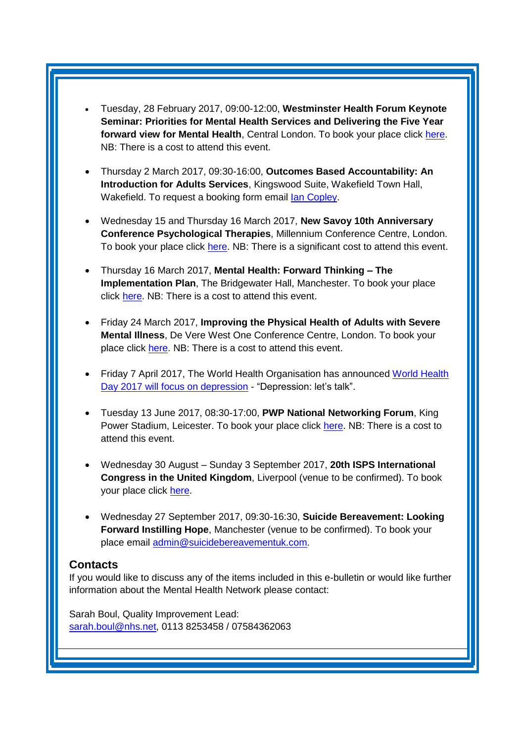- Tuesday, 28 February 2017, 09:00-12:00, **Westminster Health Forum Keynote Seminar: Priorities for Mental Health Services and Delivering the Five Year forward view for Mental Health**, Central London. To book your place click here. NB: There is a cost to attend this event.

- Thursday 2 March 2017, 09:30-16:00, **Outcomes Based Accountability: An Introduction for Adults Services**, Kingswood Suite, Wakefield Town Hall, Wakefield. To request a booking form email Ian Copley.

- Wednesday 15 and Thursday 16 March 2017, **New Savoy 10th Anniversary Conference Psychological Therapies**, Millennium Conference Centre, London. To book your place click here. NB: There is a significant cost to attend this event.

- Thursday 16 March 2017, **Mental Health: Forward Thinking – The Implementation Plan**, The Bridgewater Hall, Manchester. To book your place click here. NB: There is a cost to attend this event.

- Friday 24 March 2017, **Improving the Physical Health of Adults with Severe Mental Illness**, De Vere West One Conference Centre, London. To book your place click here. NB: There is a cost to attend this event.

- Friday 7 April 2017, The World Health Organisation has announced World Health Day 2017 will focus on depression - "Depression: let's talk".

- Tuesday 13 June 2017, 08:30-17:00, **PWP National Networking Forum**, King Power Stadium, Leicester. To book your place click here. NB: There is a cost to attend this event.

- Wednesday 30 August – Sunday 3 September 2017, **20th ISPS International Congress in the United Kingdom**, Liverpool (venue to be confirmed). To book your place click here.

- Wednesday 27 September 2017, 09:30-16:30, **Suicide Bereavement: Looking Forward Instilling Hope**, Manchester (venue to be confirmed). To book your place email admin@suicidebereavementuk.com.

## Contacts

If you would like to discuss any of the items included in this e-bulletin or would like further information about the Mental Health Network please contact:

Sarah Boul, Quality Improvement Lead:
sarah.boul@nhs.net, 0113 8253458 / 07584362063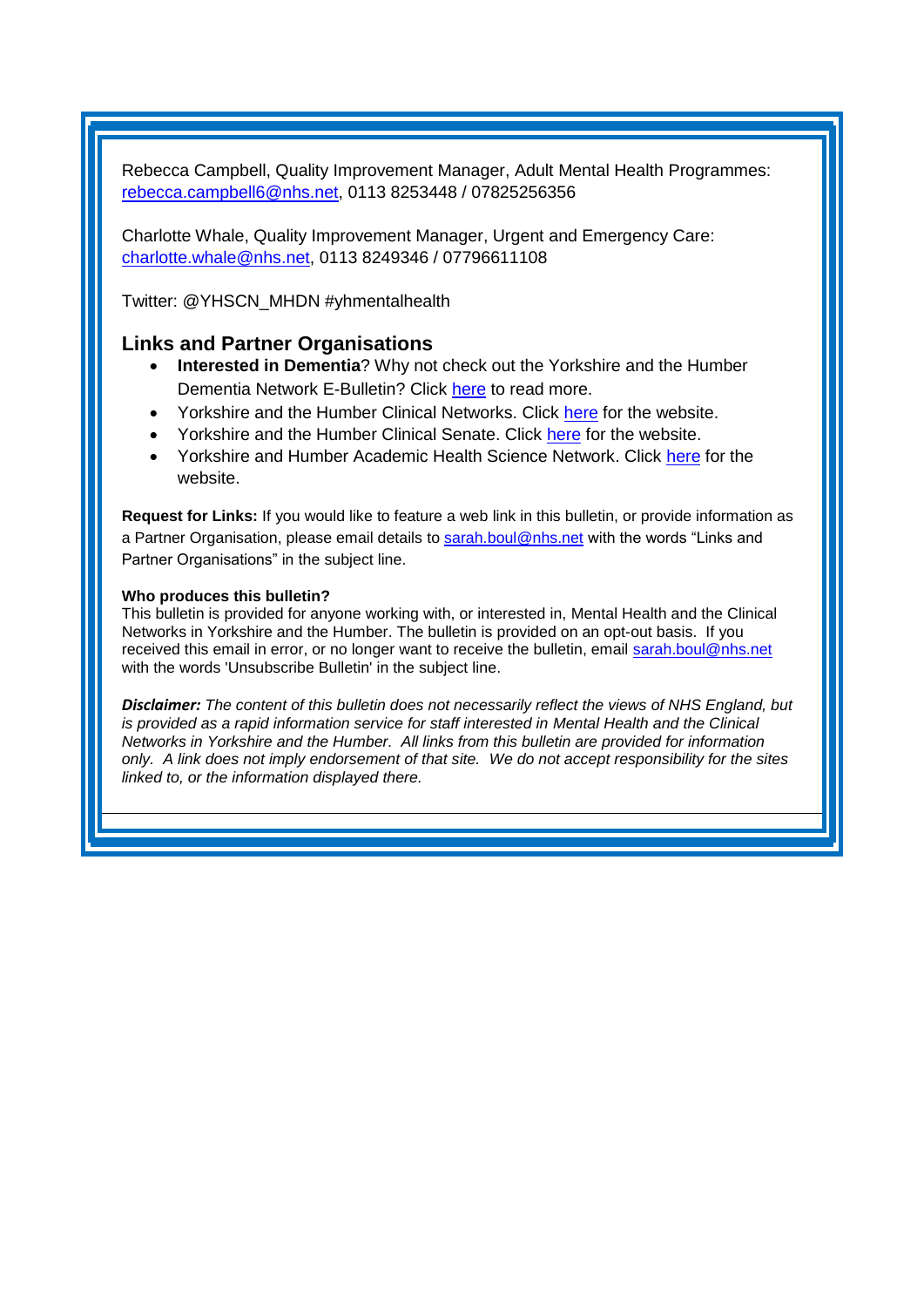Rebecca Campbell, Quality Improvement Manager, Adult Mental Health Programmes: rebecca.campbell6@nhs.net, 0113 8253448 / 07825256356

Charlotte Whale, Quality Improvement Manager, Urgent and Emergency Care: charlotte.whale@nhs.net, 0113 8249346 / 07796611108

Twitter: @YHSCN_MHDN #yhmentalhealth

## Links and Partner Organisations

- **Interested in Dementia**? Why not check out the Yorkshire and the Humber Dementia Network E-Bulletin? Click here to read more.
- Yorkshire and the Humber Clinical Networks. Click here for the website.
- Yorkshire and the Humber Clinical Senate. Click here for the website.
- Yorkshire and Humber Academic Health Science Network. Click here for the website.

**Request for Links:** If you would like to feature a web link in this bulletin, or provide information as a Partner Organisation, please email details to sarah.boul@nhs.net with the words "Links and Partner Organisations" in the subject line.

**Who produces this bulletin?**
This bulletin is provided for anyone working with, or interested in, Mental Health and the Clinical Networks in Yorkshire and the Humber. The bulletin is provided on an opt-out basis. If you received this email in error, or no longer want to receive the bulletin, email sarah.boul@nhs.net with the words 'Unsubscribe Bulletin' in the subject line.

***Disclaimer:*** *The content of this bulletin does not necessarily reflect the views of NHS England, but is provided as a rapid information service for staff interested in Mental Health and the Clinical Networks in Yorkshire and the Humber. All links from this bulletin are provided for information only. A link does not imply endorsement of that site. We do not accept responsibility for the sites linked to, or the information displayed there.*